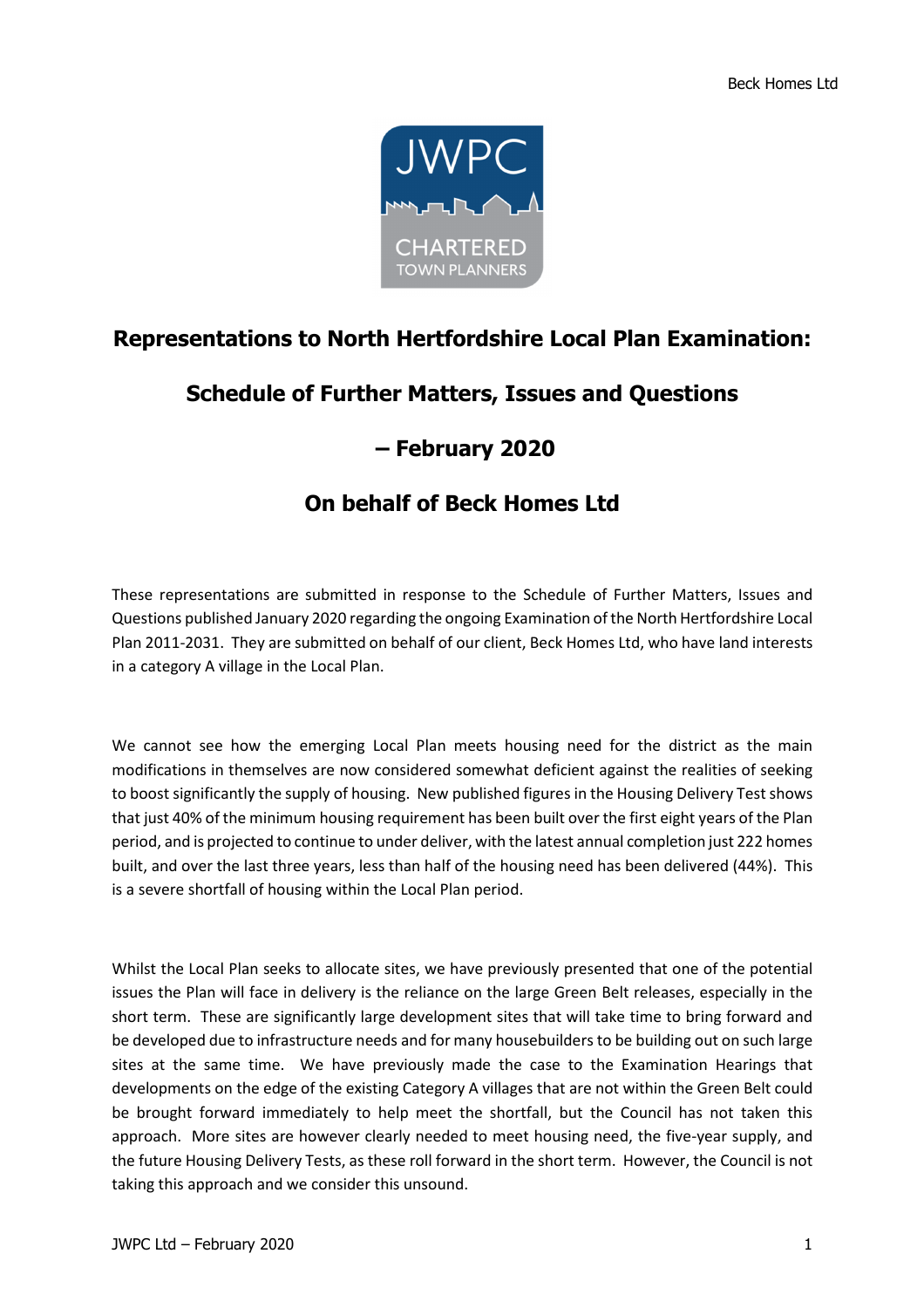# Representations to North Hertfordshire Local Plan Examination:

# Schedule of Further Matters, Issues and Questions

# – February 2020

# On behalf of Beck Homes Ltd

These representations are submitted in response to the Schedule of Further Matters, Issues and Questions published January 2020 regarding the ongoing Examination of the North Hertfordshire Local Plan 2011-2031. They are submitted on behalf of our client, Beck Homes Ltd, who have land interests in a category A village in the Local Plan.

We cannot see how the emerging Local Plan meets housing need for the district as the main modifications in themselves are now considered somewhat deficient against the realities of seeking to boost significantly the supply of housing. New published figures in the Housing Delivery Test shows that just 40% of the minimum housing requirement has been built over the first eight years of the Plan period, and is projected to continue to under deliver, with the latest annual completion just 222 homes built, and over the last three years, less than half of the housing need has been delivered (44%). This is a severe shortfall of housing within the Local Plan period.

Whilst the Local Plan seeks to allocate sites, we have previously presented that one of the potential issues the Plan will face in delivery is the reliance on the large Green Belt releases, especially in the short term. These are significantly large development sites that will take time to bring forward and be developed due to infrastructure needs and for many housebuilders to be building out on such large sites at the same time. We have previously made the case to the Examination Hearings that developments on the edge of the existing Category A villages that are not within the Green Belt could be brought forward immediately to help meet the shortfall, but the Council has not taken this approach. More sites are however clearly needed to meet housing need, the five-year supply, and the future Housing Delivery Tests, as these roll forward in the short term. However, the Council is not taking this approach and we consider this unsound.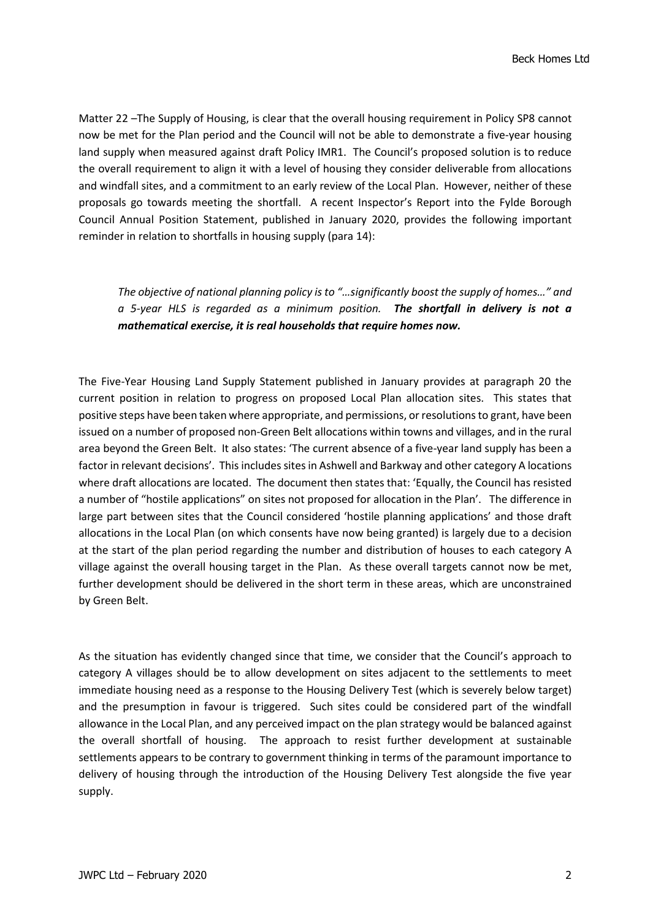Matter 22 –The Supply of Housing, is clear that the overall housing requirement in Policy SP8 cannot now be met for the Plan period and the Council will not be able to demonstrate a five-year housing land supply when measured against draft Policy IMR1. The Council's proposed solution is to reduce the overall requirement to align it with a level of housing they consider deliverable from allocations and windfall sites, and a commitment to an early review of the Local Plan. However, neither of these proposals go towards meeting the shortfall. A recent Inspector's Report into the Fylde Borough Council Annual Position Statement, published in January 2020, provides the following important reminder in relation to shortfalls in housing supply (para 14):

> *The objective of national planning policy is to "…significantly boost the supply of homes…" and a 5-year HLS is regarded as a minimum position.* ***The shortfall in delivery is not a mathematical exercise, it is real households that require homes now.***

The Five-Year Housing Land Supply Statement published in January provides at paragraph 20 the current position in relation to progress on proposed Local Plan allocation sites. This states that positive steps have been taken where appropriate, and permissions, or resolutions to grant, have been issued on a number of proposed non-Green Belt allocations within towns and villages, and in the rural area beyond the Green Belt. It also states: 'The current absence of a five-year land supply has been a factor in relevant decisions'. This includes sites in Ashwell and Barkway and other category A locations where draft allocations are located. The document then states that: 'Equally, the Council has resisted a number of "hostile applications" on sites not proposed for allocation in the Plan'. The difference in large part between sites that the Council considered 'hostile planning applications' and those draft allocations in the Local Plan (on which consents have now being granted) is largely due to a decision at the start of the plan period regarding the number and distribution of houses to each category A village against the overall housing target in the Plan. As these overall targets cannot now be met, further development should be delivered in the short term in these areas, which are unconstrained by Green Belt.

As the situation has evidently changed since that time, we consider that the Council's approach to category A villages should be to allow development on sites adjacent to the settlements to meet immediate housing need as a response to the Housing Delivery Test (which is severely below target) and the presumption in favour is triggered. Such sites could be considered part of the windfall allowance in the Local Plan, and any perceived impact on the plan strategy would be balanced against the overall shortfall of housing. The approach to resist further development at sustainable settlements appears to be contrary to government thinking in terms of the paramount importance to delivery of housing through the introduction of the Housing Delivery Test alongside the five year supply.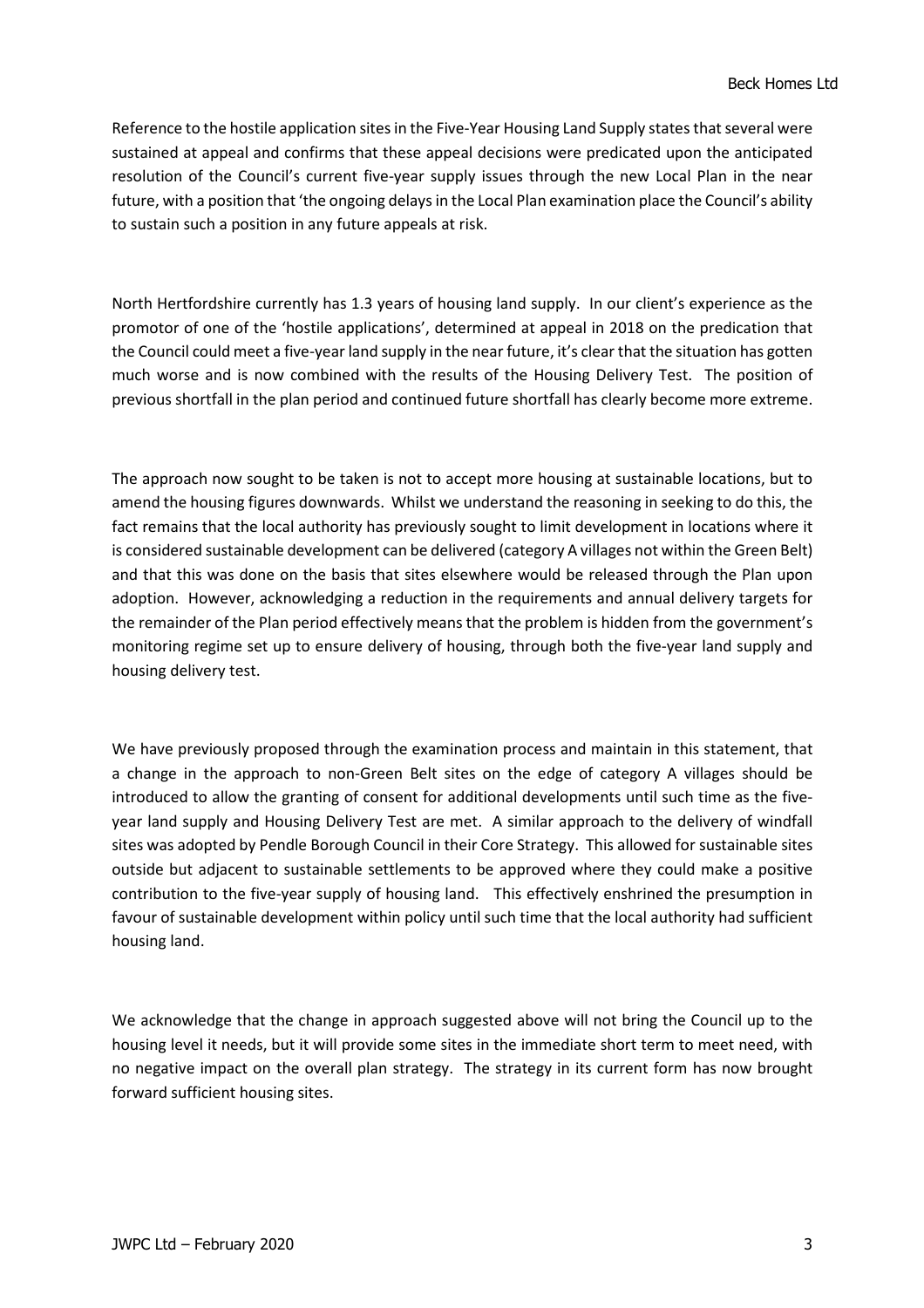Reference to the hostile application sites in the Five-Year Housing Land Supply states that several were sustained at appeal and confirms that these appeal decisions were predicated upon the anticipated resolution of the Council's current five-year supply issues through the new Local Plan in the near future, with a position that 'the ongoing delays in the Local Plan examination place the Council's ability to sustain such a position in any future appeals at risk.

North Hertfordshire currently has 1.3 years of housing land supply. In our client's experience as the promotor of one of the 'hostile applications', determined at appeal in 2018 on the predication that the Council could meet a five-year land supply in the near future, it's clear that the situation has gotten much worse and is now combined with the results of the Housing Delivery Test. The position of previous shortfall in the plan period and continued future shortfall has clearly become more extreme.

The approach now sought to be taken is not to accept more housing at sustainable locations, but to amend the housing figures downwards. Whilst we understand the reasoning in seeking to do this, the fact remains that the local authority has previously sought to limit development in locations where it is considered sustainable development can be delivered (category A villages not within the Green Belt) and that this was done on the basis that sites elsewhere would be released through the Plan upon adoption. However, acknowledging a reduction in the requirements and annual delivery targets for the remainder of the Plan period effectively means that the problem is hidden from the government's monitoring regime set up to ensure delivery of housing, through both the five-year land supply and housing delivery test.

We have previously proposed through the examination process and maintain in this statement, that a change in the approach to non-Green Belt sites on the edge of category A villages should be introduced to allow the granting of consent for additional developments until such time as the five-year land supply and Housing Delivery Test are met. A similar approach to the delivery of windfall sites was adopted by Pendle Borough Council in their Core Strategy. This allowed for sustainable sites outside but adjacent to sustainable settlements to be approved where they could make a positive contribution to the five-year supply of housing land. This effectively enshrined the presumption in favour of sustainable development within policy until such time that the local authority had sufficient housing land.

We acknowledge that the change in approach suggested above will not bring the Council up to the housing level it needs, but it will provide some sites in the immediate short term to meet need, with no negative impact on the overall plan strategy. The strategy in its current form has now brought forward sufficient housing sites.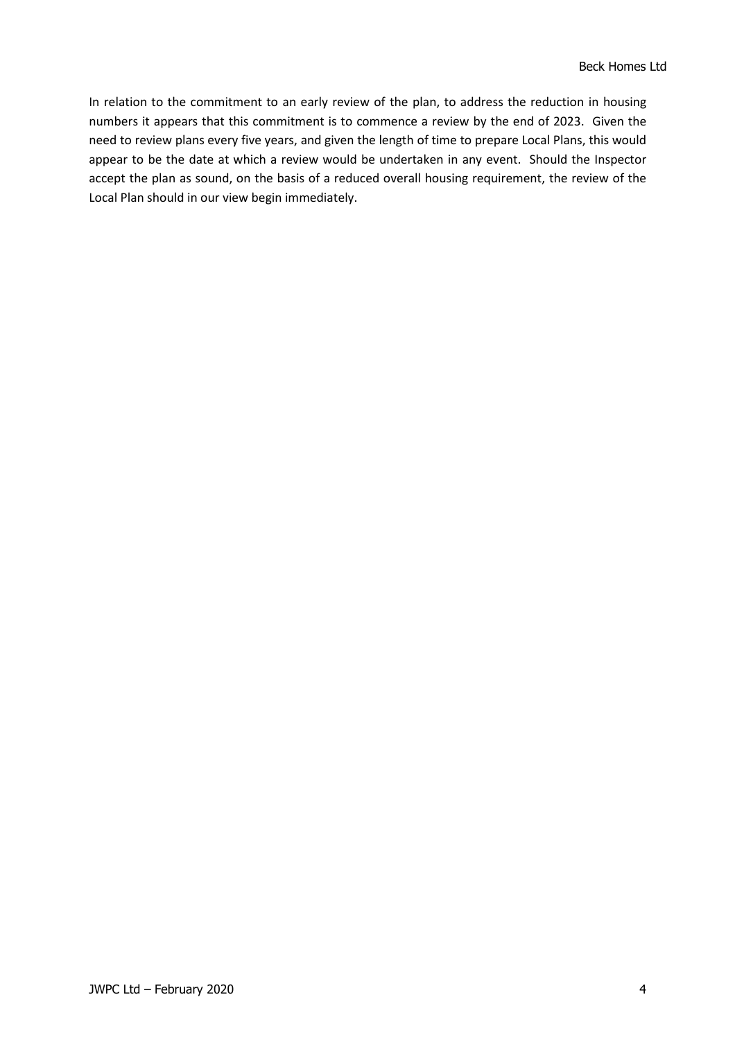In relation to the commitment to an early review of the plan, to address the reduction in housing numbers it appears that this commitment is to commence a review by the end of 2023. Given the need to review plans every five years, and given the length of time to prepare Local Plans, this would appear to be the date at which a review would be undertaken in any event. Should the Inspector accept the plan as sound, on the basis of a reduced overall housing requirement, the review of the Local Plan should in our view begin immediately.